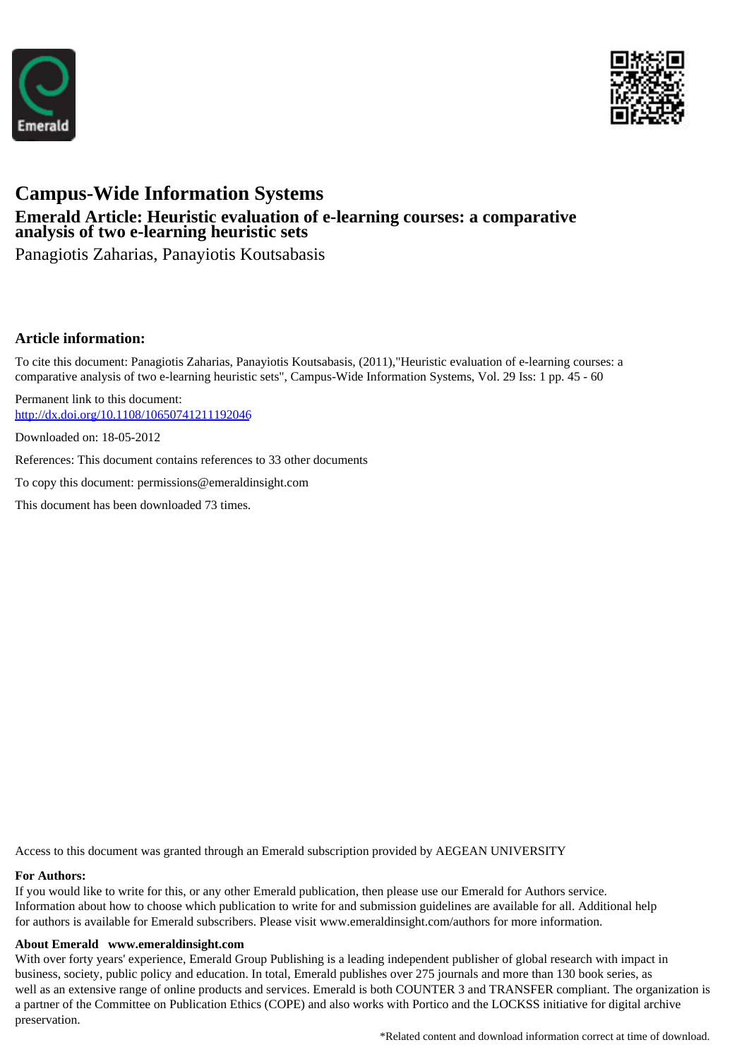# Campus-Wide Information Systems

## Emerald Article: Heuristic evaluation of e-learning courses: a comparative analysis of two e-learning heuristic sets

Panagiotis Zaharias, Panayiotis Koutsabasis

### Article information:

To cite this document: Panagiotis Zaharias, Panayiotis Koutsabasis, (2011),"Heuristic evaluation of e-learning courses: a comparative analysis of two e-learning heuristic sets", Campus-Wide Information Systems, Vol. 29 Iss: 1 pp. 45 - 60

Permanent link to this document:
http://dx.doi.org/10.1108/10650741211192046

Downloaded on: 18-05-2012

References: This document contains references to 33 other documents

To copy this document: permissions@emeraldinsight.com

This document has been downloaded 73 times.

Access to this document was granted through an Emerald subscription provided by AEGEAN UNIVERSITY

**For Authors:**
If you would like to write for this, or any other Emerald publication, then please use our Emerald for Authors service. Information about how to choose which publication to write for and submission guidelines are available for all. Additional help for authors is available for Emerald subscribers. Please visit www.emeraldinsight.com/authors for more information.

**About Emerald www.emeraldinsight.com**
With over forty years' experience, Emerald Group Publishing is a leading independent publisher of global research with impact in business, society, public policy and education. In total, Emerald publishes over 275 journals and more than 130 book series, as well as an extensive range of online products and services. Emerald is both COUNTER 3 and TRANSFER compliant. The organization is a partner of the Committee on Publication Ethics (COPE) and also works with Portico and the LOCKSS initiative for digital archive preservation.

*Related content and download information correct at time of download.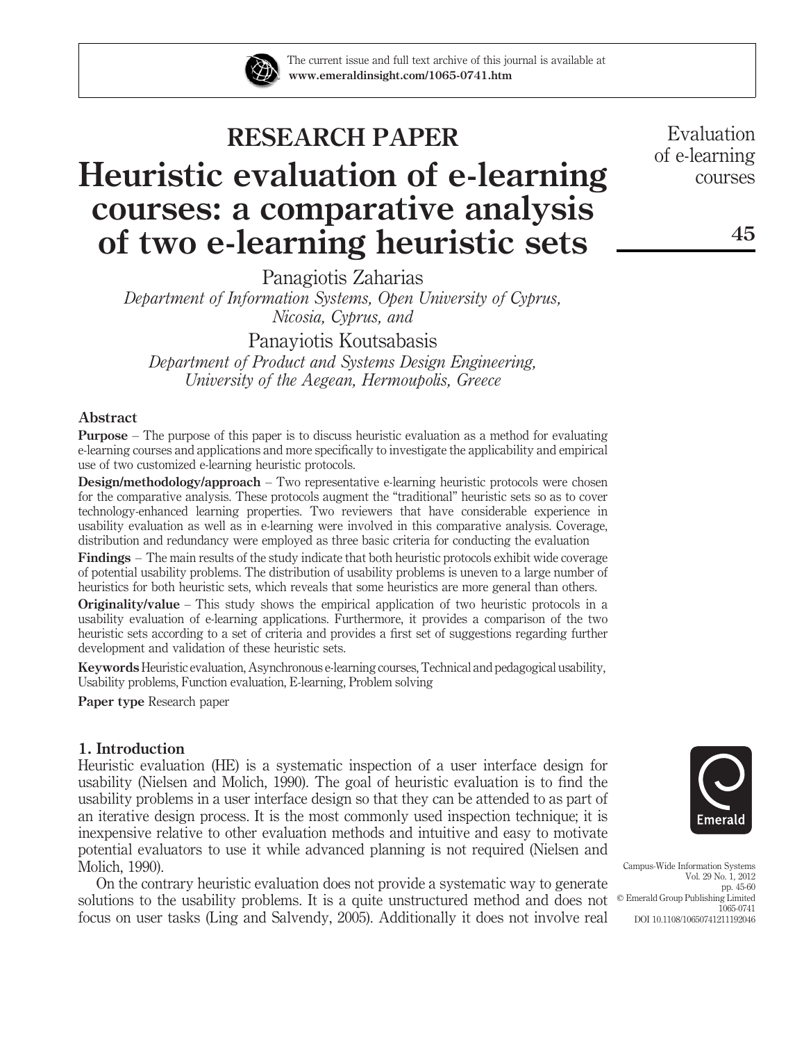# RESEARCH PAPER

# Heuristic evaluation of e-learning courses: a comparative analysis of two e-learning heuristic sets

Panagiotis Zaharias

*Department of Information Systems, Open University of Cyprus, Nicosia, Cyprus, and*

Panayiotis Koutsabasis

*Department of Product and Systems Design Engineering, University of the Aegean, Hermoupolis, Greece*

## Abstract

**Purpose** – The purpose of this paper is to discuss heuristic evaluation as a method for evaluating e-learning courses and applications and more specifically to investigate the applicability and empirical use of two customized e-learning heuristic protocols.

**Design/methodology/approach** – Two representative e-learning heuristic protocols were chosen for the comparative analysis. These protocols augment the "traditional" heuristic sets so as to cover technology-enhanced learning properties. Two reviewers that have considerable experience in usability evaluation as well as in e-learning were involved in this comparative analysis. Coverage, distribution and redundancy were employed as three basic criteria for conducting the evaluation

**Findings** – The main results of the study indicate that both heuristic protocols exhibit wide coverage of potential usability problems. The distribution of usability problems is uneven to a large number of heuristics for both heuristic sets, which reveals that some heuristics are more general than others.

**Originality/value** – This study shows the empirical application of two heuristic protocols in a usability evaluation of e-learning applications. Furthermore, it provides a comparison of the two heuristic sets according to a set of criteria and provides a first set of suggestions regarding further development and validation of these heuristic sets.

**Keywords** Heuristic evaluation, Asynchronous e-learning courses, Technical and pedagogical usability, Usability problems, Function evaluation, E-learning, Problem solving

**Paper type** Research paper

## 1. Introduction

Heuristic evaluation (HE) is a systematic inspection of a user interface design for usability (Nielsen and Molich, 1990). The goal of heuristic evaluation is to find the usability problems in a user interface design so that they can be attended to as part of an iterative design process. It is the most commonly used inspection technique; it is inexpensive relative to other evaluation methods and intuitive and easy to motivate potential evaluators to use it while advanced planning is not required (Nielsen and Molich, 1990).

On the contrary heuristic evaluation does not provide a systematic way to generate solutions to the usability problems. It is a quite unstructured method and does not focus on user tasks (Ling and Salvendy, 2005). Additionally it does not involve real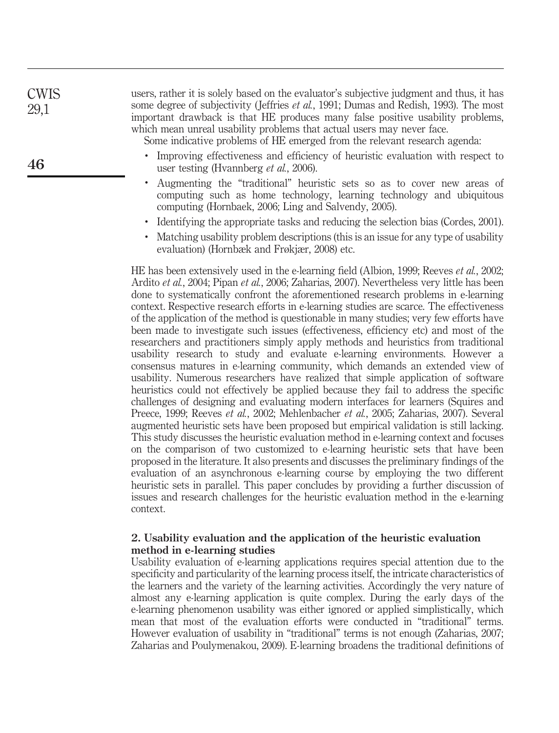users, rather it is solely based on the evaluator's subjective judgment and thus, it has some degree of subjectivity (Jeffries *et al.*, 1991; Dumas and Redish, 1993). The most important drawback is that HE produces many false positive usability problems, which mean unreal usability problems that actual users may never face.

Some indicative problems of HE emerged from the relevant research agenda:

- Improving effectiveness and efficiency of heuristic evaluation with respect to user testing (Hvannberg *et al.*, 2006).
- Augmenting the "traditional" heuristic sets so as to cover new areas of computing such as home technology, learning technology and ubiquitous computing (Hornbaek, 2006; Ling and Salvendy, 2005).
- Identifying the appropriate tasks and reducing the selection bias (Cordes, 2001).
- Matching usability problem descriptions (this is an issue for any type of usability evaluation) (Hornbæk and Frøkjær, 2008) etc.

HE has been extensively used in the e-learning field (Albion, 1999; Reeves *et al.*, 2002; Ardito *et al.*, 2004; Pipan *et al.*, 2006; Zaharias, 2007). Nevertheless very little has been done to systematically confront the aforementioned research problems in e-learning context. Respective research efforts in e-learning studies are scarce. The effectiveness of the application of the method is questionable in many studies; very few efforts have been made to investigate such issues (effectiveness, efficiency etc) and most of the researchers and practitioners simply apply methods and heuristics from traditional usability research to study and evaluate e-learning environments. However a consensus matures in e-learning community, which demands an extended view of usability. Numerous researchers have realized that simple application of software heuristics could not effectively be applied because they fail to address the specific challenges of designing and evaluating modern interfaces for learners (Squires and Preece, 1999; Reeves *et al.*, 2002; Mehlenbacher *et al.*, 2005; Zaharias, 2007). Several augmented heuristic sets have been proposed but empirical validation is still lacking. This study discusses the heuristic evaluation method in e-learning context and focuses on the comparison of two customized to e-learning heuristic sets that have been proposed in the literature. It also presents and discusses the preliminary findings of the evaluation of an asynchronous e-learning course by employing the two different heuristic sets in parallel. This paper concludes by providing a further discussion of issues and research challenges for the heuristic evaluation method in the e-learning context.

## 2. Usability evaluation and the application of the heuristic evaluation method in e-learning studies

Usability evaluation of e-learning applications requires special attention due to the specificity and particularity of the learning process itself, the intricate characteristics of the learners and the variety of the learning activities. Accordingly the very nature of almost any e-learning application is quite complex. During the early days of the e-learning phenomenon usability was either ignored or applied simplistically, which mean that most of the evaluation efforts were conducted in "traditional" terms. However evaluation of usability in "traditional" terms is not enough (Zaharias, 2007; Zaharias and Poulymenakou, 2009). E-learning broadens the traditional definitions of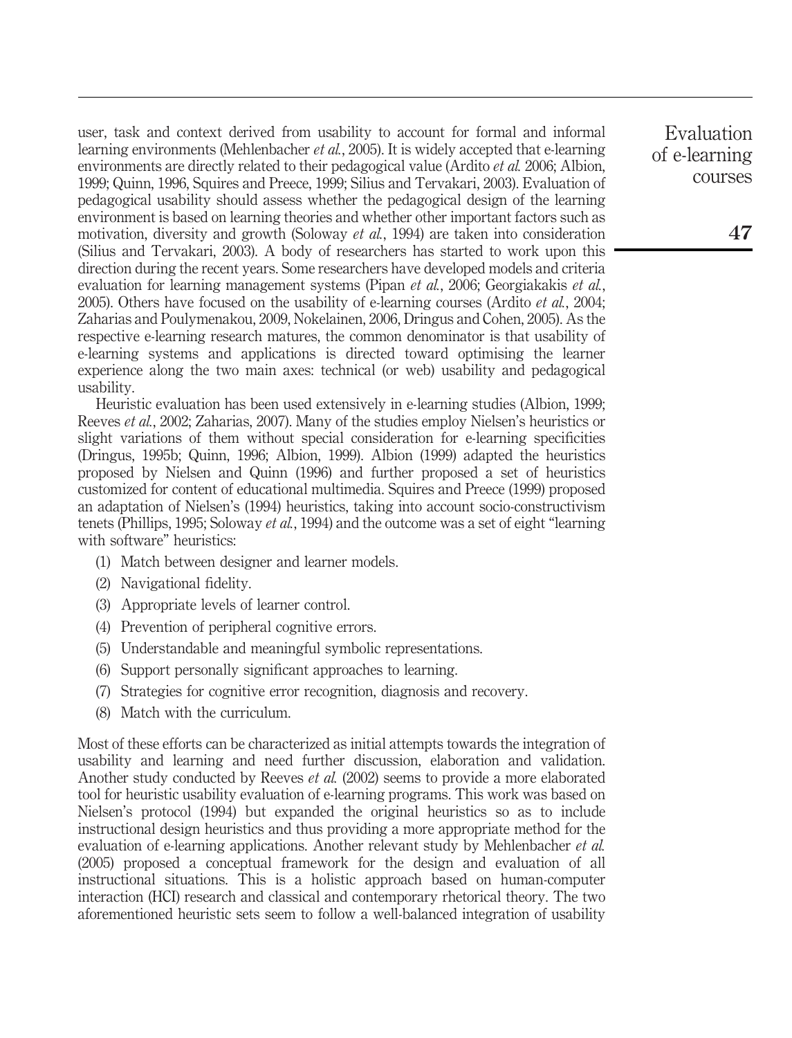user, task and context derived from usability to account for formal and informal learning environments (Mehlenbacher *et al.*, 2005). It is widely accepted that e-learning environments are directly related to their pedagogical value (Ardito *et al.* 2006; Albion, 1999; Quinn, 1996, Squires and Preece, 1999; Silius and Tervakari, 2003). Evaluation of pedagogical usability should assess whether the pedagogical design of the learning environment is based on learning theories and whether other important factors such as motivation, diversity and growth (Soloway *et al.*, 1994) are taken into consideration (Silius and Tervakari, 2003). A body of researchers has started to work upon this direction during the recent years. Some researchers have developed models and criteria evaluation for learning management systems (Pipan *et al.*, 2006; Georgiakakis *et al.*, 2005). Others have focused on the usability of e-learning courses (Ardito *et al.*, 2004; Zaharias and Poulymenakou, 2009, Nokelainen, 2006, Dringus and Cohen, 2005). As the respective e-learning research matures, the common denominator is that usability of e-learning systems and applications is directed toward optimising the learner experience along the two main axes: technical (or web) usability and pedagogical usability.

Heuristic evaluation has been used extensively in e-learning studies (Albion, 1999; Reeves *et al.*, 2002; Zaharias, 2007). Many of the studies employ Nielsen's heuristics or slight variations of them without special consideration for e-learning specificities (Dringus, 1995b; Quinn, 1996; Albion, 1999). Albion (1999) adapted the heuristics proposed by Nielsen and Quinn (1996) and further proposed a set of heuristics customized for content of educational multimedia. Squires and Preece (1999) proposed an adaptation of Nielsen's (1994) heuristics, taking into account socio-constructivism tenets (Phillips, 1995; Soloway *et al.*, 1994) and the outcome was a set of eight "learning with software" heuristics:

(1) Match between designer and learner models.
(2) Navigational fidelity.
(3) Appropriate levels of learner control.
(4) Prevention of peripheral cognitive errors.
(5) Understandable and meaningful symbolic representations.
(6) Support personally significant approaches to learning.
(7) Strategies for cognitive error recognition, diagnosis and recovery.
(8) Match with the curriculum.

Most of these efforts can be characterized as initial attempts towards the integration of usability and learning and need further discussion, elaboration and validation. Another study conducted by Reeves *et al.* (2002) seems to provide a more elaborated tool for heuristic usability evaluation of e-learning programs. This work was based on Nielsen's protocol (1994) but expanded the original heuristics so as to include instructional design heuristics and thus providing a more appropriate method for the evaluation of e-learning applications. Another relevant study by Mehlenbacher *et al.* (2005) proposed a conceptual framework for the design and evaluation of all instructional situations. This is a holistic approach based on human-computer interaction (HCI) research and classical and contemporary rhetorical theory. The two aforementioned heuristic sets seem to follow a well-balanced integration of usability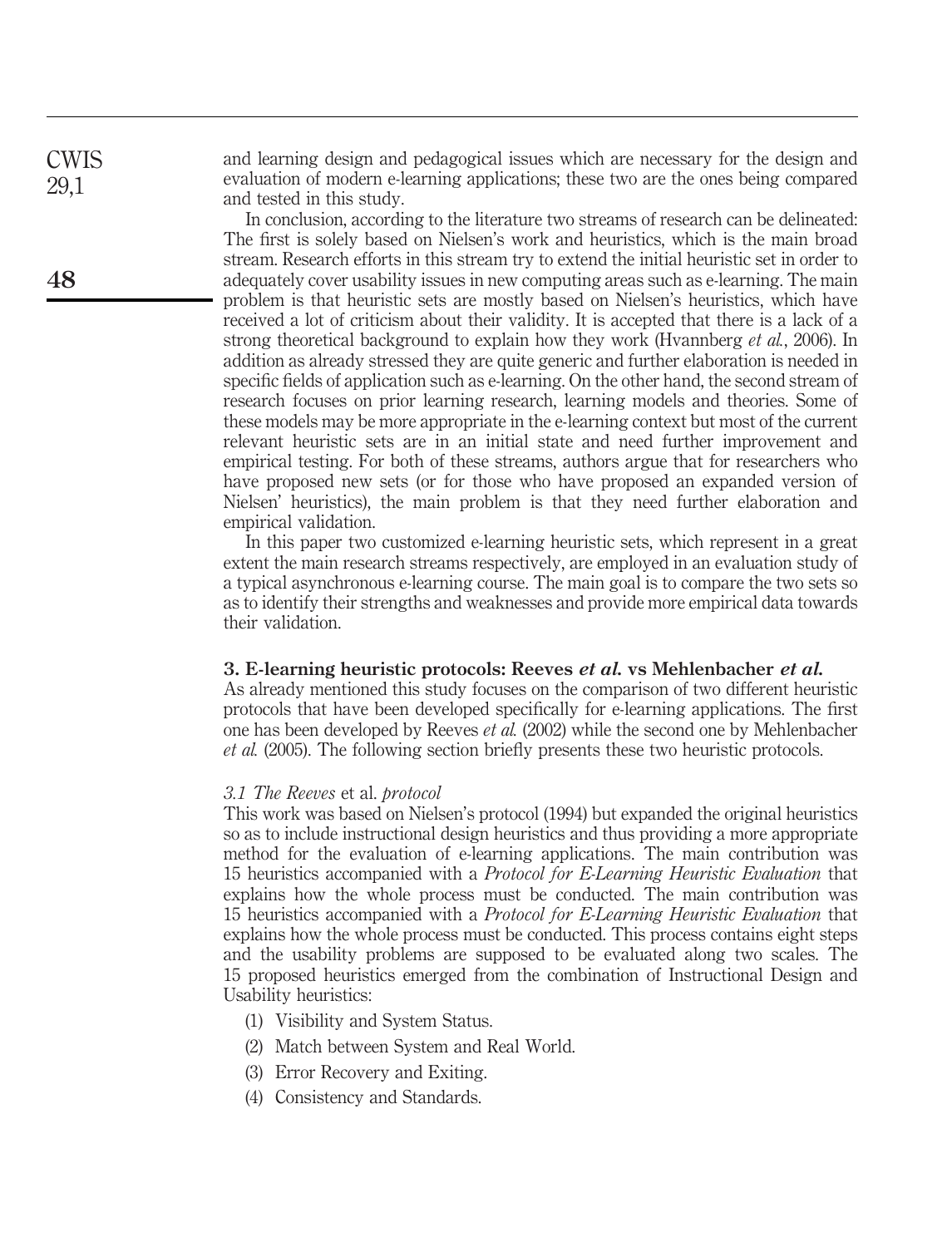and learning design and pedagogical issues which are necessary for the design and evaluation of modern e-learning applications; these two are the ones being compared and tested in this study.

In conclusion, according to the literature two streams of research can be delineated: The first is solely based on Nielsen's work and heuristics, which is the main broad stream. Research efforts in this stream try to extend the initial heuristic set in order to adequately cover usability issues in new computing areas such as e-learning. The main problem is that heuristic sets are mostly based on Nielsen's heuristics, which have received a lot of criticism about their validity. It is accepted that there is a lack of a strong theoretical background to explain how they work (Hvannberg *et al.*, 2006). In addition as already stressed they are quite generic and further elaboration is needed in specific fields of application such as e-learning. On the other hand, the second stream of research focuses on prior learning research, learning models and theories. Some of these models may be more appropriate in the e-learning context but most of the current relevant heuristic sets are in an initial state and need further improvement and empirical testing. For both of these streams, authors argue that for researchers who have proposed new sets (or for those who have proposed an expanded version of Nielsen' heuristics), the main problem is that they need further elaboration and empirical validation.

In this paper two customized e-learning heuristic sets, which represent in a great extent the main research streams respectively, are employed in an evaluation study of a typical asynchronous e-learning course. The main goal is to compare the two sets so as to identify their strengths and weaknesses and provide more empirical data towards their validation.

## 3. E-learning heuristic protocols: Reeves *et al.* vs Mehlenbacher *et al.*

As already mentioned this study focuses on the comparison of two different heuristic protocols that have been developed specifically for e-learning applications. The first one has been developed by Reeves *et al.* (2002) while the second one by Mehlenbacher *et al.* (2005). The following section briefly presents these two heuristic protocols.

### *3.1 The Reeves* et al. *protocol*

This work was based on Nielsen's protocol (1994) but expanded the original heuristics so as to include instructional design heuristics and thus providing a more appropriate method for the evaluation of e-learning applications. The main contribution was 15 heuristics accompanied with a *Protocol for E-Learning Heuristic Evaluation* that explains how the whole process must be conducted. The main contribution was 15 heuristics accompanied with a *Protocol for E-Learning Heuristic Evaluation* that explains how the whole process must be conducted. This process contains eight steps and the usability problems are supposed to be evaluated along two scales. The 15 proposed heuristics emerged from the combination of Instructional Design and Usability heuristics:

(1) Visibility and System Status.

(2) Match between System and Real World.

(3) Error Recovery and Exiting.

(4) Consistency and Standards.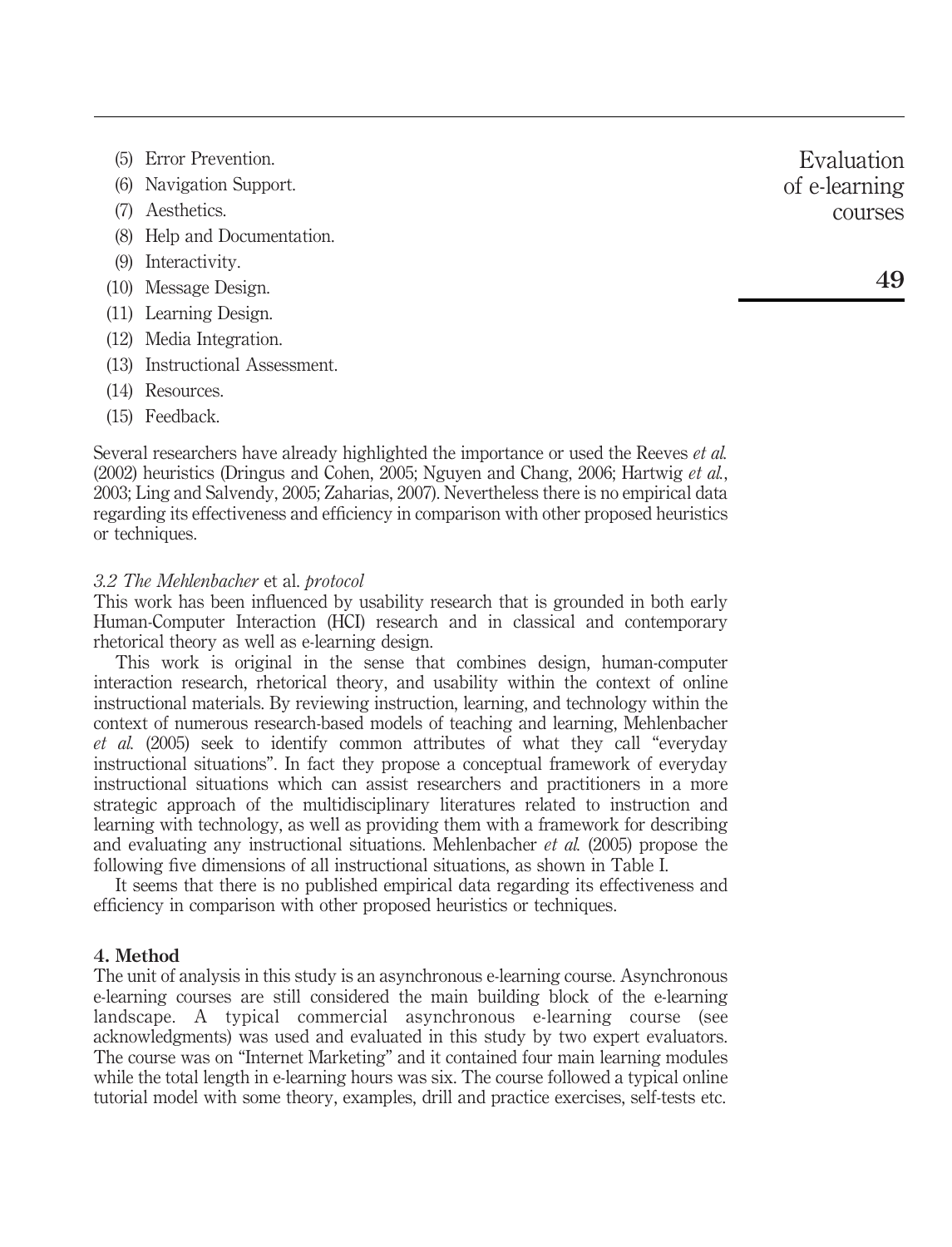(5) Error Prevention.

(6) Navigation Support.

(7) Aesthetics.

(8) Help and Documentation.

(9) Interactivity.

(10) Message Design.

(11) Learning Design.

(12) Media Integration.

(13) Instructional Assessment.

(14) Resources.

(15) Feedback.

Several researchers have already highlighted the importance or used the Reeves *et al.* (2002) heuristics (Dringus and Cohen, 2005; Nguyen and Chang, 2006; Hartwig *et al.*, 2003; Ling and Salvendy, 2005; Zaharias, 2007). Nevertheless there is no empirical data regarding its effectiveness and efficiency in comparison with other proposed heuristics or techniques.

### *3.2 The Mehlenbacher* et al. *protocol*

This work has been influenced by usability research that is grounded in both early Human-Computer Interaction (HCI) research and in classical and contemporary rhetorical theory as well as e-learning design.

This work is original in the sense that combines design, human-computer interaction research, rhetorical theory, and usability within the context of online instructional materials. By reviewing instruction, learning, and technology within the context of numerous research-based models of teaching and learning, Mehlenbacher *et al.* (2005) seek to identify common attributes of what they call "everyday instructional situations". In fact they propose a conceptual framework of everyday instructional situations which can assist researchers and practitioners in a more strategic approach of the multidisciplinary literatures related to instruction and learning with technology, as well as providing them with a framework for describing and evaluating any instructional situations. Mehlenbacher *et al.* (2005) propose the following five dimensions of all instructional situations, as shown in Table I.

It seems that there is no published empirical data regarding its effectiveness and efficiency in comparison with other proposed heuristics or techniques.

## 4. Method

The unit of analysis in this study is an asynchronous e-learning course. Asynchronous e-learning courses are still considered the main building block of the e-learning landscape. A typical commercial asynchronous e-learning course (see acknowledgments) was used and evaluated in this study by two expert evaluators. The course was on "Internet Marketing" and it contained four main learning modules while the total length in e-learning hours was six. The course followed a typical online tutorial model with some theory, examples, drill and practice exercises, self-tests etc.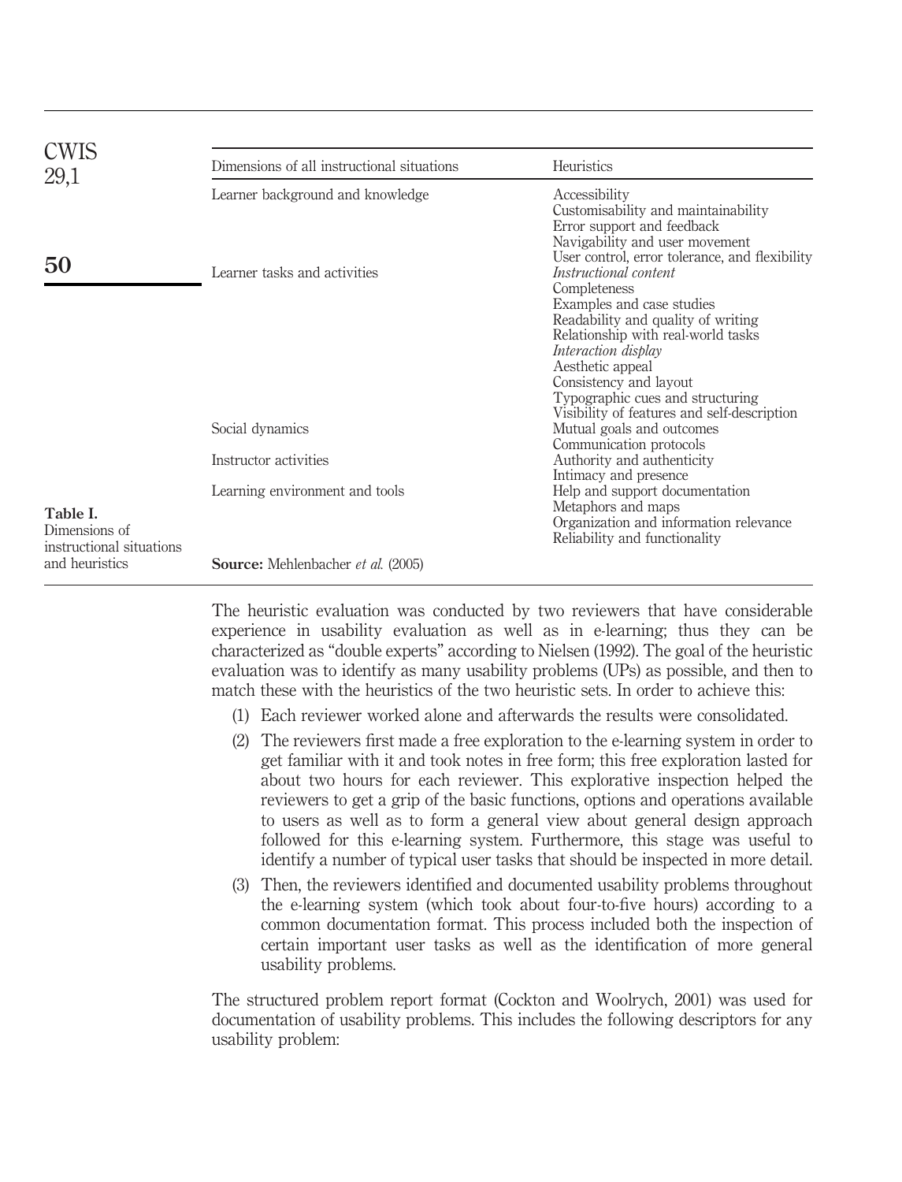**Table I.** Dimensions of instructional situations and heuristics

| Dimensions of all instructional situations | Heuristics |
|---|---|
| Learner background and knowledge | Accessibility<br>Customisability and maintainability<br>Error support and feedback<br>Navigability and user movement<br>User control, error tolerance, and flexibility |
| Learner tasks and activities | *Instructional content*<br>Completeness<br>Examples and case studies<br>Readability and quality of writing<br>Relationship with real-world tasks<br>*Interaction display*<br>Aesthetic appeal<br>Consistency and layout<br>Typographic cues and structuring<br>Visibility of features and self-description |
| Social dynamics | Mutual goals and outcomes<br>Communication protocols |
| Instructor activities | Authority and authenticity<br>Intimacy and presence |
| Learning environment and tools | Help and support documentation<br>Metaphors and maps<br>Organization and information relevance<br>Reliability and functionality |

**Source:** Mehlenbacher *et al.* (2005)

The heuristic evaluation was conducted by two reviewers that have considerable experience in usability evaluation as well as in e-learning; thus they can be characterized as "double experts" according to Nielsen (1992). The goal of the heuristic evaluation was to identify as many usability problems (UPs) as possible, and then to match these with the heuristics of the two heuristic sets. In order to achieve this:

1. Each reviewer worked alone and afterwards the results were consolidated.
2. The reviewers first made a free exploration to the e-learning system in order to get familiar with it and took notes in free form; this free exploration lasted for about two hours for each reviewer. This explorative inspection helped the reviewers to get a grip of the basic functions, options and operations available to users as well as to form a general view about general design approach followed for this e-learning system. Furthermore, this stage was useful to identify a number of typical user tasks that should be inspected in more detail.
3. Then, the reviewers identified and documented usability problems throughout the e-learning system (which took about four-to-five hours) according to a common documentation format. This process included both the inspection of certain important user tasks as well as the identification of more general usability problems.

The structured problem report format (Cockton and Woolrych, 2001) was used for documentation of usability problems. This includes the following descriptors for any usability problem: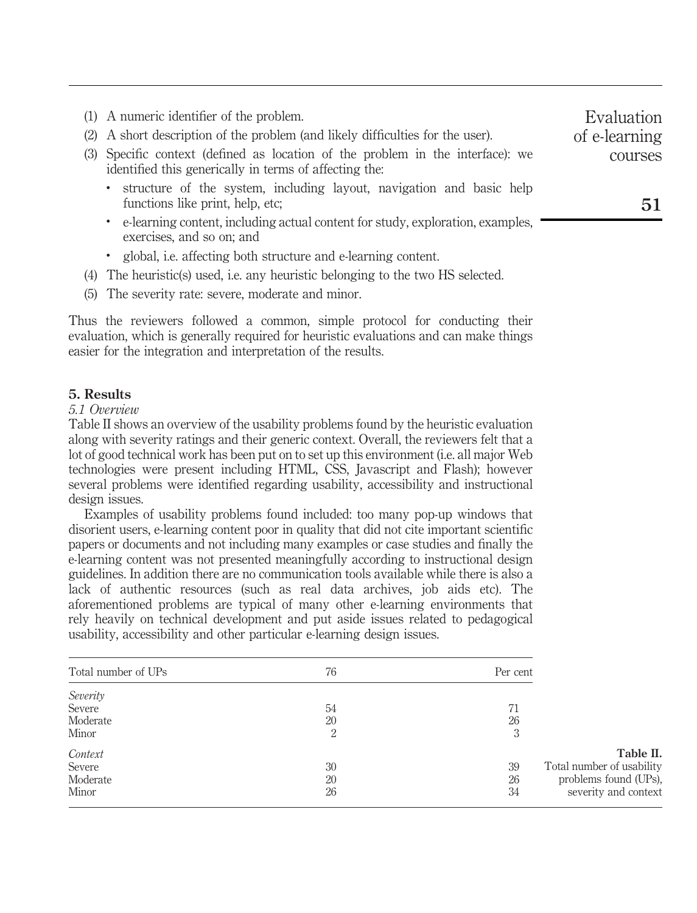(1) A numeric identifier of the problem.

(2) A short description of the problem (and likely difficulties for the user).

(3) Specific context (defined as location of the problem in the interface): we identified this generically in terms of affecting the:
   - structure of the system, including layout, navigation and basic help functions like print, help, etc;
   - e-learning content, including actual content for study, exploration, examples, exercises, and so on; and
   - global, i.e. affecting both structure and e-learning content.

(4) The heuristic(s) used, i.e. any heuristic belonging to the two HS selected.

(5) The severity rate: severe, moderate and minor.

Thus the reviewers followed a common, simple protocol for conducting their evaluation, which is generally required for heuristic evaluations and can make things easier for the integration and interpretation of the results.

## 5. Results

### 5.1 Overview

Table II shows an overview of the usability problems found by the heuristic evaluation along with severity ratings and their generic context. Overall, the reviewers felt that a lot of good technical work has been put on to set up this environment (i.e. all major Web technologies were present including HTML, CSS, Javascript and Flash); however several problems were identified regarding usability, accessibility and instructional design issues.

Examples of usability problems found included: too many pop-up windows that disorient users, e-learning content poor in quality that did not cite important scientific papers or documents and not including many examples or case studies and finally the e-learning content was not presented meaningfully according to instructional design guidelines. In addition there are no communication tools available while there is also a lack of authentic resources (such as real data archives, job aids etc). The aforementioned problems are typical of many other e-learning environments that rely heavily on technical development and put aside issues related to pedagogical usability, accessibility and other particular e-learning design issues.

| Total number of UPs | 76 | Per cent |
|---|---|---|
| *Severity* | | |
| Severe | 54 | 71 |
| Moderate | 20 | 26 |
| Minor | 2 | 3 |
| *Context* | | |
| Severe | 30 | 39 |
| Moderate | 20 | 26 |
| Minor | 26 | 34 |

**Table II.** Total number of usability problems found (UPs), severity and context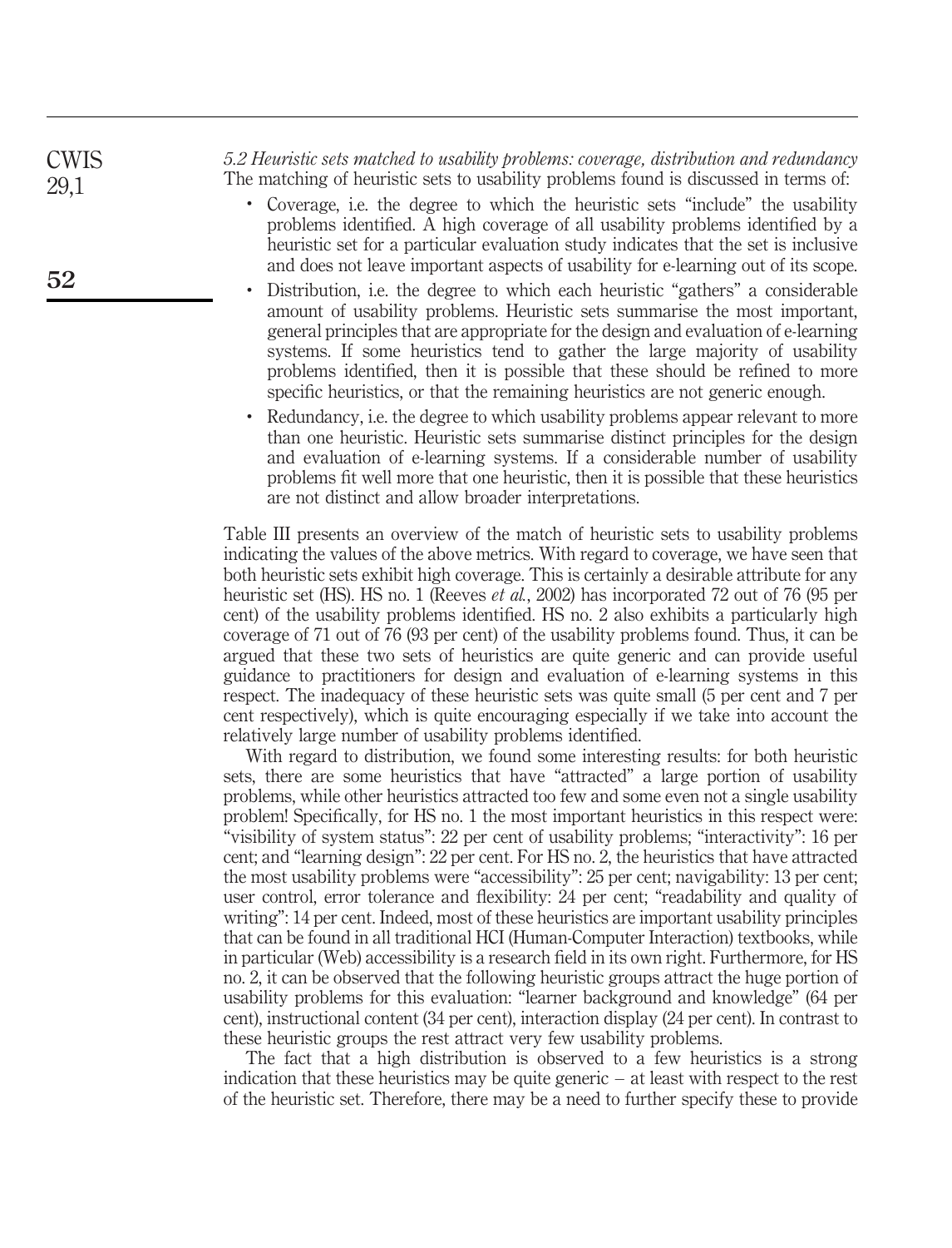### *5.2 Heuristic sets matched to usability problems: coverage, distribution and redundancy*

The matching of heuristic sets to usability problems found is discussed in terms of:

- Coverage, i.e. the degree to which the heuristic sets "include" the usability problems identified. A high coverage of all usability problems identified by a heuristic set for a particular evaluation study indicates that the set is inclusive and does not leave important aspects of usability for e-learning out of its scope.
- Distribution, i.e. the degree to which each heuristic "gathers" a considerable amount of usability problems. Heuristic sets summarise the most important, general principles that are appropriate for the design and evaluation of e-learning systems. If some heuristics tend to gather the large majority of usability problems identified, then it is possible that these should be refined to more specific heuristics, or that the remaining heuristics are not generic enough.
- Redundancy, i.e. the degree to which usability problems appear relevant to more than one heuristic. Heuristic sets summarise distinct principles for the design and evaluation of e-learning systems. If a considerable number of usability problems fit well more that one heuristic, then it is possible that these heuristics are not distinct and allow broader interpretations.

Table III presents an overview of the match of heuristic sets to usability problems indicating the values of the above metrics. With regard to coverage, we have seen that both heuristic sets exhibit high coverage. This is certainly a desirable attribute for any heuristic set (HS). HS no. 1 (Reeves *et al.*, 2002) has incorporated 72 out of 76 (95 per cent) of the usability problems identified. HS no. 2 also exhibits a particularly high coverage of 71 out of 76 (93 per cent) of the usability problems found. Thus, it can be argued that these two sets of heuristics are quite generic and can provide useful guidance to practitioners for design and evaluation of e-learning systems in this respect. The inadequacy of these heuristic sets was quite small (5 per cent and 7 per cent respectively), which is quite encouraging especially if we take into account the relatively large number of usability problems identified.

With regard to distribution, we found some interesting results: for both heuristic sets, there are some heuristics that have "attracted" a large portion of usability problems, while other heuristics attracted too few and some even not a single usability problem! Specifically, for HS no. 1 the most important heuristics in this respect were: "visibility of system status": 22 per cent of usability problems; "interactivity": 16 per cent; and "learning design": 22 per cent. For HS no. 2, the heuristics that have attracted the most usability problems were "accessibility": 25 per cent; navigability: 13 per cent; user control, error tolerance and flexibility: 24 per cent; "readability and quality of writing": 14 per cent. Indeed, most of these heuristics are important usability principles that can be found in all traditional HCI (Human-Computer Interaction) textbooks, while in particular (Web) accessibility is a research field in its own right. Furthermore, for HS no. 2, it can be observed that the following heuristic groups attract the huge portion of usability problems for this evaluation: "learner background and knowledge" (64 per cent), instructional content (34 per cent), interaction display (24 per cent). In contrast to these heuristic groups the rest attract very few usability problems.

The fact that a high distribution is observed to a few heuristics is a strong indication that these heuristics may be quite generic – at least with respect to the rest of the heuristic set. Therefore, there may be a need to further specify these to provide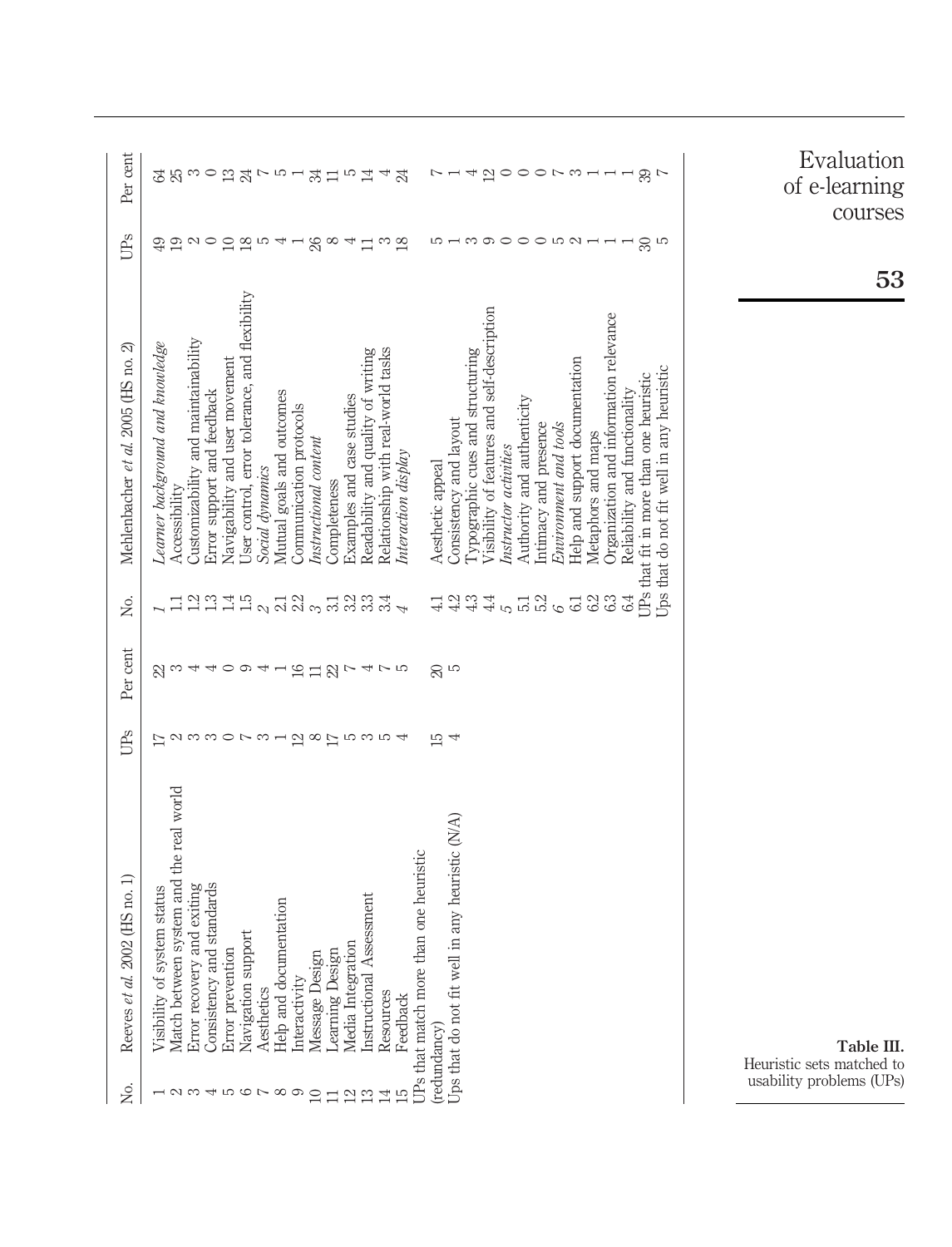**Table III.** Heuristic sets matched to usability problems (UPs)

| No. | Reeves *et al.* 2002 (HS no. 1) | UPs | Per cent | No. | Mehlenbacher *et al.* 2005 (HS no. 2) | UPs | Per cent |
|---|---|---|---|---|---|---|---|
| 1 | Visibility of system status | 17 | 22 | *1* | *Learner background and knowledge* | 49 | 64 |
| 2 | Match between system and the real world | 2 | 3 | 1.1 | Accessibility | 19 | 25 |
| 3 | Error recovery and exiting | 3 | 4 | 1.2 | Customizability and maintainability | 2 | 3 |
| 4 | Consistency and standards | 3 | 4 | 1.3 | Error support and feedback | 0 | 0 |
| 5 | Error prevention | 0 | 0 | 1.4 | Navigability and user movement | 10 | 13 |
| 6 | Navigation support | 7 | 9 | 1.5 | User control, error tolerance, and flexibility | 18 | 24 |
| 7 | Aesthetics | 3 | 4 | *2* | *Social dynamics* | 5 | 7 |
| 8 | Help and documentation | 1 | 1 | 2.1 | Mutual goals and outcomes | 4 | 5 |
| 9 | Interactivity | 12 | 16 | 2.2 | Communication protocols | 1 | 1 |
| 10 | Message Design | 8 | 11 | *3* | *Instructional content* | 26 | 34 |
| 11 | Learning Design | 17 | 22 | 3.1 | Completeness | 8 | 11 |
| 12 | Media Integration | 5 | 7 | 3.2 | Examples and case studies | 4 | 5 |
| 13 | Instructional Assessment | 3 | 4 | 3.3 | Readability and quality of writing | 11 | 14 |
| 14 | Resources | 5 | 7 | 3.4 | Relationship with real-world tasks | 3 | 4 |
| 15 | Feedback | 4 | 5 | *4* | *Interaction display* | 18 | 24 |
| | UPs that match more than one heuristic (redundancy) | 15 | 20 | 4.1 | Aesthetic appeal | 5 | 7 |
| | Ups that do not fit well in any heuristic (N/A) | 4 | 5 | 4.2 | Consistency and layout | 1 | 1 |
| | | | | 4.3 | Typographic cues and structuring | 3 | 4 |
| | | | | 4.4 | Visibility of features and self-description | 9 | 12 |
| | | | | *5* | *Instructor activities* | 0 | 0 |
| | | | | 5.1 | Authority and authenticity | 0 | 0 |
| | | | | 5.2 | Intimacy and presence | 0 | 0 |
| | | | | *6* | *Environment and tools* | 5 | 7 |
| | | | | 6.1 | Help and support documentation | 2 | 3 |
| | | | | 6.2 | Metaphors and maps | 1 | 1 |
| | | | | 6.3 | Organization and information relevance | 1 | 1 |
| | | | | 6.4 | Reliability and functionality | 1 | 1 |
| | | | | | UPs that fit in more than one heuristic | 30 | 39 |
| | | | | | Ups that do not fit well in any heuristic | 5 | 7 |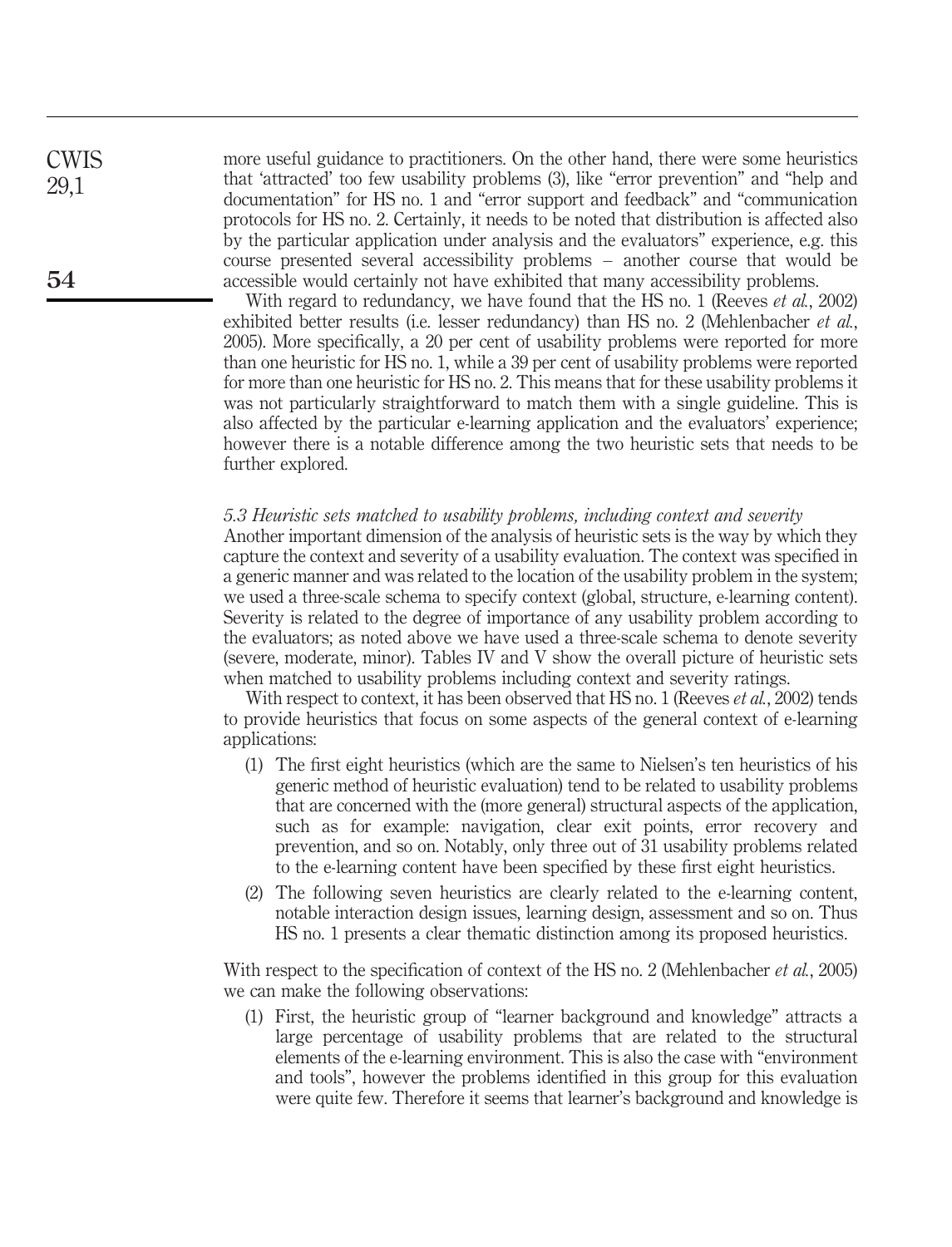more useful guidance to practitioners. On the other hand, there were some heuristics that 'attracted' too few usability problems (3), like "error prevention" and "help and documentation" for HS no. 1 and "error support and feedback" and "communication protocols for HS no. 2. Certainly, it needs to be noted that distribution is affected also by the particular application under analysis and the evaluators" experience, e.g. this course presented several accessibility problems – another course that would be accessible would certainly not have exhibited that many accessibility problems.

With regard to redundancy, we have found that the HS no. 1 (Reeves *et al.*, 2002) exhibited better results (i.e. lesser redundancy) than HS no. 2 (Mehlenbacher *et al.*, 2005). More specifically, a 20 per cent of usability problems were reported for more than one heuristic for HS no. 1, while a 39 per cent of usability problems were reported for more than one heuristic for HS no. 2. This means that for these usability problems it was not particularly straightforward to match them with a single guideline. This is also affected by the particular e-learning application and the evaluators' experience; however there is a notable difference among the two heuristic sets that needs to be further explored.

### *5.3 Heuristic sets matched to usability problems, including context and severity*

Another important dimension of the analysis of heuristic sets is the way by which they capture the context and severity of a usability evaluation. The context was specified in a generic manner and was related to the location of the usability problem in the system; we used a three-scale schema to specify context (global, structure, e-learning content). Severity is related to the degree of importance of any usability problem according to the evaluators; as noted above we have used a three-scale schema to denote severity (severe, moderate, minor). Tables IV and V show the overall picture of heuristic sets when matched to usability problems including context and severity ratings.

With respect to context, it has been observed that HS no. 1 (Reeves *et al.*, 2002) tends to provide heuristics that focus on some aspects of the general context of e-learning applications:

(1) The first eight heuristics (which are the same to Nielsen's ten heuristics of his generic method of heuristic evaluation) tend to be related to usability problems that are concerned with the (more general) structural aspects of the application, such as for example: navigation, clear exit points, error recovery and prevention, and so on. Notably, only three out of 31 usability problems related to the e-learning content have been specified by these first eight heuristics.

(2) The following seven heuristics are clearly related to the e-learning content, notable interaction design issues, learning design, assessment and so on. Thus HS no. 1 presents a clear thematic distinction among its proposed heuristics.

With respect to the specification of context of the HS no. 2 (Mehlenbacher *et al.*, 2005) we can make the following observations:

(1) First, the heuristic group of "learner background and knowledge" attracts a large percentage of usability problems that are related to the structural elements of the e-learning environment. This is also the case with "environment and tools", however the problems identified in this group for this evaluation were quite few. Therefore it seems that learner's background and knowledge is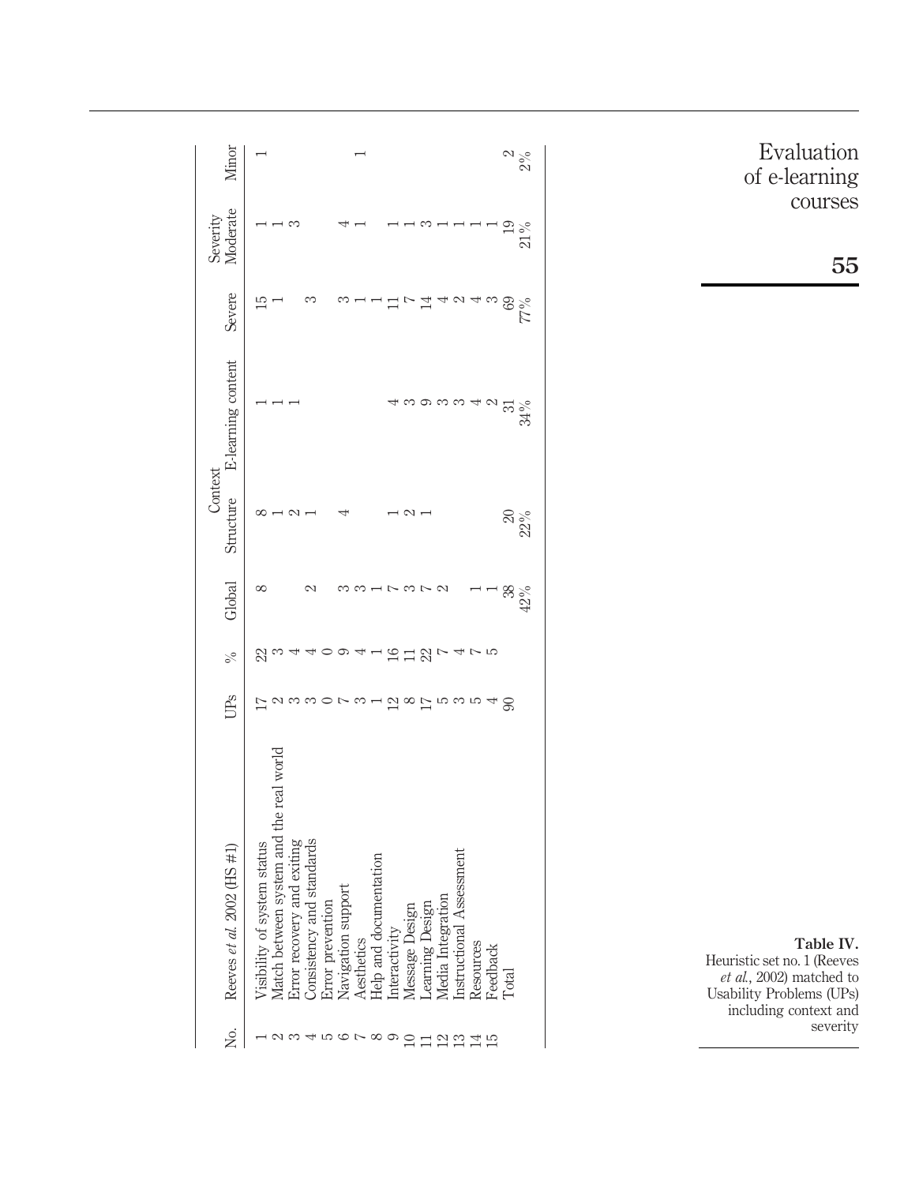| No. | Reeves *et al.* 2002 (HS #1) | UPs | % | Context | | | Severity | | |
|---|---|---|---|---|---|---|---|---|---|
| | | | | Global | Structure | E-learning content | Severe | Moderate | Minor |
| 1 | Visibility of system status | 17 | 22 | 8 | 8 | 1 | 15 | 1 | 1 |
| 2 | Match between system and the real world | 2 | 3 | | 1 | 1 | 1 | 1 | |
| 3 | Error recovery and exiting | 3 | 4 | | 2 | 1 | | 3 | |
| 4 | Consistency and standards | 3 | 4 | 2 | 1 | | 3 | | |
| 5 | Error prevention | 0 | 0 | | | | | | |
| 6 | Navigation support | 7 | 9 | 3 | 4 | | 3 | 4 | |
| 7 | Aesthetics | 3 | 4 | 3 | | | 1 | 1 | 1 |
| 8 | Help and documentation | 1 | 1 | 1 | | | 1 | | |
| 9 | Interactivity | 12 | 16 | 7 | 1 | 4 | 11 | 1 | |
| 10 | Message Design | 8 | 11 | 3 | 2 | 3 | 7 | 1 | |
| 11 | Learning Design | 17 | 22 | 7 | 1 | 9 | 14 | 3 | |
| 12 | Media Integration | 5 | 7 | 2 | | 3 | 4 | 1 | |
| 13 | Instructional Assessment | 3 | 4 | | | 3 | 2 | 1 | |
| 14 | Resources | 5 | 7 | 1 | | 4 | 4 | 1 | |
| 15 | Feedback | 4 | 5 | 1 | | 2 | 3 | 1 | |
| | Total | 90 | | 38<br>42% | 20<br>22% | 31<br>34% | 69<br>77% | 19<br>21% | 2<br>2% |

**Table IV.** Heuristic set no. 1 (Reeves *et al.*, 2002) matched to Usability Problems (UPs) including context and severity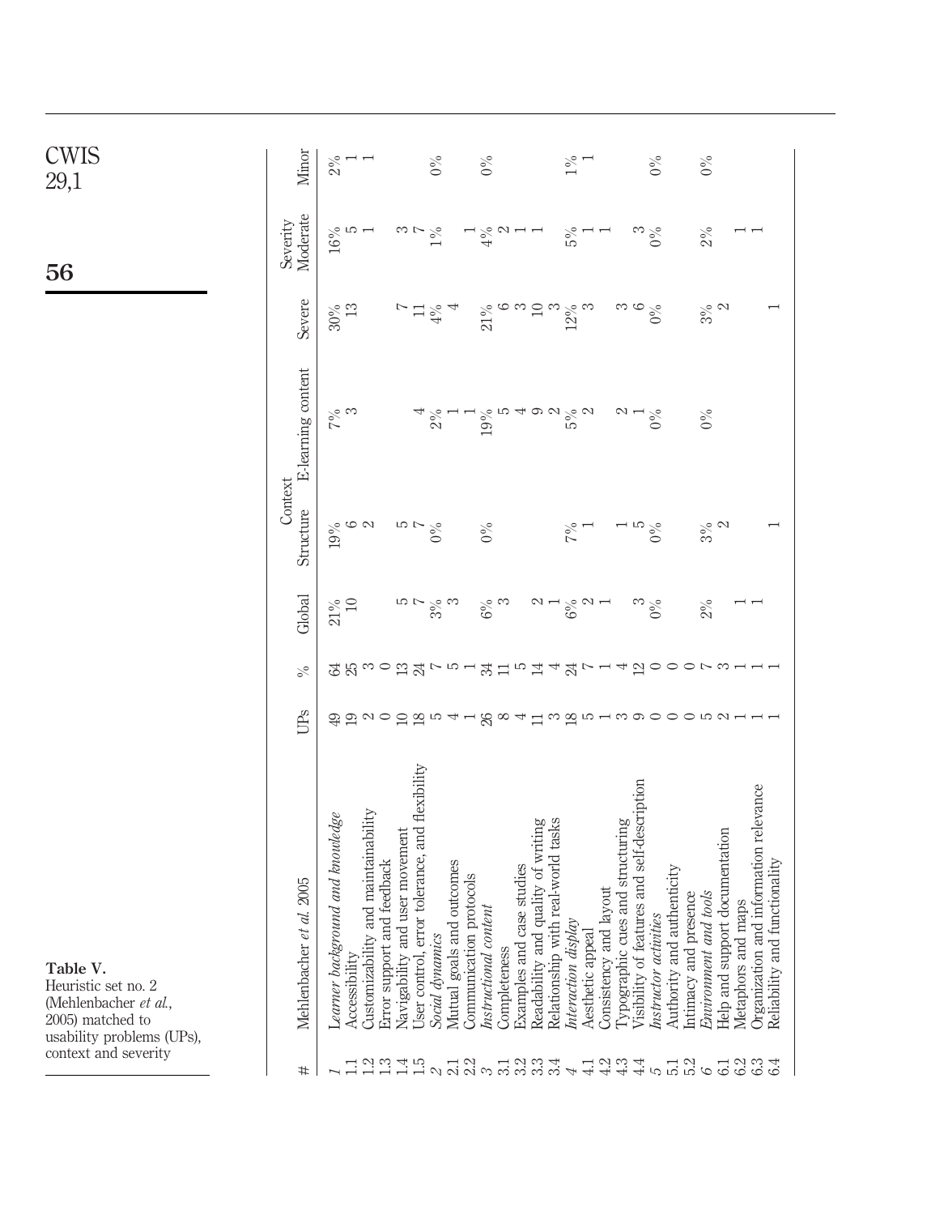**Table V.** Heuristic set no. 2 (Mehlenbacher *et al.*, 2005) matched to usability problems (UPs), context and severity

| # | Mehlenbacher *et al.* 2005 | UPs | % | Context | | | Severity | | |
|---|---|---|---|---|---|---|---|---|---|
| | | | | Global | Structure | E-learning content | Severe | Moderate | Minor |
| *1* | *Learner background and knowledge* | 49 | 64 | 21% | 19% | 7% | 30% | 16% | 2% |
| 1.1 | Accessibility | 19 | 25 | 10 | 6 | 3 | 13 | 5 | 1 |
| 1.2 | Customizability and maintainability | 2 | 3 | | 2 | | | 1 | 1 |
| 1.3 | Error support and feedback | 0 | 0 | | | | | | |
| 1.4 | Navigability and user movement | 10 | 13 | 5 | 5 | | 7 | 3 | |
| 1.5 | User control, error tolerance, and flexibility | 18 | 24 | 7 | 7 | 4 | 11 | 7 | |
| *2* | *Social dynamics* | 5 | 7 | 3% | 0% | 2% | 4% | 1% | 0% |
| 2.1 | Mutual goals and outcomes | 4 | 5 | 3 | | 1 | 4 | | |
| 2.2 | Communication protocols | 1 | 1 | | | 1 | | 1 | |
| *3* | *Instructional content* | 26 | 34 | 6% | 0% | 19% | 21% | 4% | 0% |
| 3.1 | Completeness | 8 | 11 | 3 | | 5 | 6 | 2 | |
| 3.2 | Examples and case studies | 4 | 5 | | | 4 | 3 | 1 | |
| 3.3 | Readability and quality of writing | 11 | 14 | 2 | | 9 | 10 | 1 | |
| 3.4 | Relationship with real-world tasks | 3 | 4 | 1 | | 2 | 3 | | |
| *4* | *Interaction display* | 18 | 24 | 6% | 7% | 5% | 12% | 5% | 1% |
| 4.1 | Aesthetic appeal | 5 | 7 | 2 | 1 | 2 | 3 | 1 | 1 |
| 4.2 | Consistency and layout | 1 | 1 | 1 | | | | 1 | |
| 4.3 | Typographic cues and structuring | 3 | 4 | | 1 | 2 | 3 | | |
| 4.4 | Visibility of features and self-description | 9 | 12 | 3 | 5 | 1 | 6 | 3 | |
| *5* | *Instructor activities* | 0 | 0 | 0% | 0% | 0% | 0% | 0% | 0% |
| 5.1 | Authority and authenticity | 0 | 0 | | | | | | |
| 5.2 | Intimacy and presence | 0 | 0 | | | | | | |
| *6* | *Environment and tools* | 5 | 7 | 2% | 3% | 0% | 3% | 2% | 0% |
| 6.1 | Help and support documentation | 2 | 3 | | 2 | | 2 | | |
| 6.2 | Metaphors and maps | 1 | 1 | 1 | | | | 1 | |
| 6.3 | Organization and information relevance | 1 | 1 | 1 | | | | 1 | |
| 6.4 | Reliability and functionality | 1 | 1 | | 1 | | 1 | | |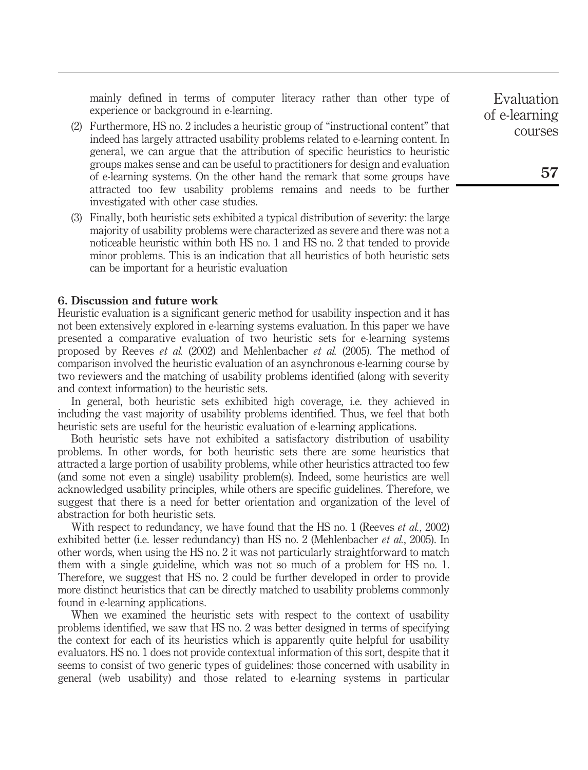mainly defined in terms of computer literacy rather than other type of experience or background in e-learning.

(2) Furthermore, HS no. 2 includes a heuristic group of "instructional content" that indeed has largely attracted usability problems related to e-learning content. In general, we can argue that the attribution of specific heuristics to heuristic groups makes sense and can be useful to practitioners for design and evaluation of e-learning systems. On the other hand the remark that some groups have attracted too few usability problems remains and needs to be further investigated with other case studies.

(3) Finally, both heuristic sets exhibited a typical distribution of severity: the large majority of usability problems were characterized as severe and there was not a noticeable heuristic within both HS no. 1 and HS no. 2 that tended to provide minor problems. This is an indication that all heuristics of both heuristic sets can be important for a heuristic evaluation

### 6. Discussion and future work

Heuristic evaluation is a significant generic method for usability inspection and it has not been extensively explored in e-learning systems evaluation. In this paper we have presented a comparative evaluation of two heuristic sets for e-learning systems proposed by Reeves *et al.* (2002) and Mehlenbacher *et al.* (2005). The method of comparison involved the heuristic evaluation of an asynchronous e-learning course by two reviewers and the matching of usability problems identified (along with severity and context information) to the heuristic sets.

In general, both heuristic sets exhibited high coverage, i.e. they achieved in including the vast majority of usability problems identified. Thus, we feel that both heuristic sets are useful for the heuristic evaluation of e-learning applications.

Both heuristic sets have not exhibited a satisfactory distribution of usability problems. In other words, for both heuristic sets there are some heuristics that attracted a large portion of usability problems, while other heuristics attracted too few (and some not even a single) usability problem(s). Indeed, some heuristics are well acknowledged usability principles, while others are specific guidelines. Therefore, we suggest that there is a need for better orientation and organization of the level of abstraction for both heuristic sets.

With respect to redundancy, we have found that the HS no. 1 (Reeves *et al.*, 2002) exhibited better (i.e. lesser redundancy) than HS no. 2 (Mehlenbacher *et al.*, 2005). In other words, when using the HS no. 2 it was not particularly straightforward to match them with a single guideline, which was not so much of a problem for HS no. 1. Therefore, we suggest that HS no. 2 could be further developed in order to provide more distinct heuristics that can be directly matched to usability problems commonly found in e-learning applications.

When we examined the heuristic sets with respect to the context of usability problems identified, we saw that HS no. 2 was better designed in terms of specifying the context for each of its heuristics which is apparently quite helpful for usability evaluators. HS no. 1 does not provide contextual information of this sort, despite that it seems to consist of two generic types of guidelines: those concerned with usability in general (web usability) and those related to e-learning systems in particular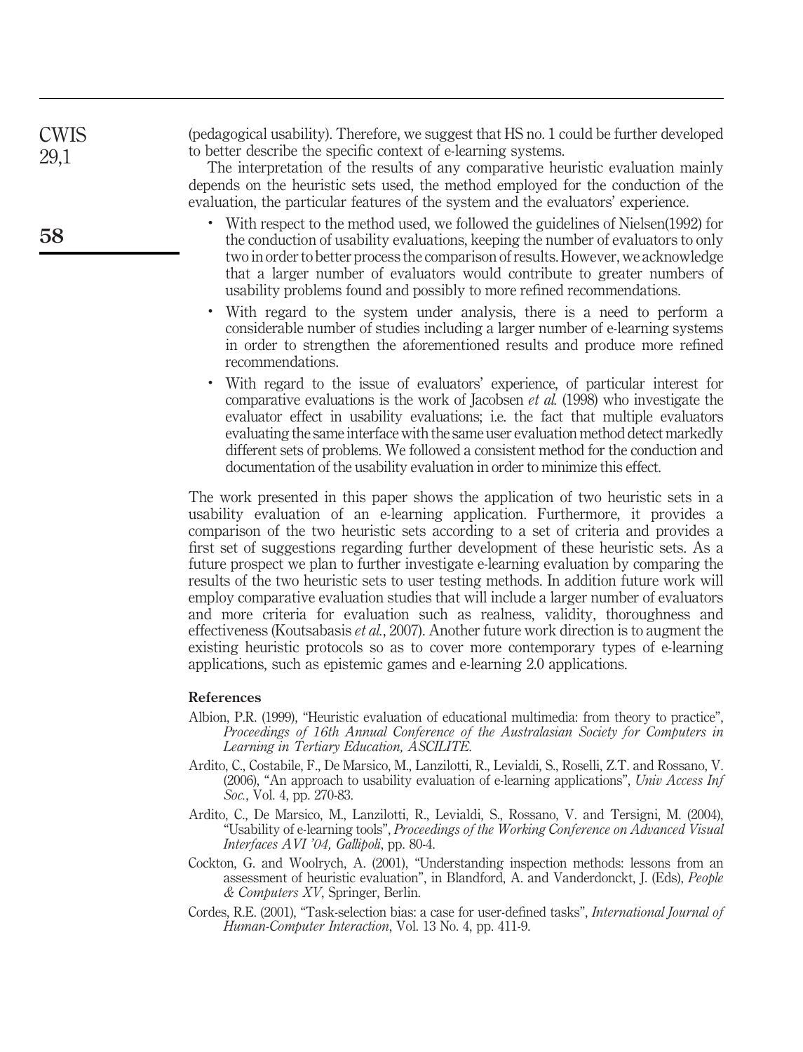(pedagogical usability). Therefore, we suggest that HS no. 1 could be further developed to better describe the specific context of e-learning systems.

The interpretation of the results of any comparative heuristic evaluation mainly depends on the heuristic sets used, the method employed for the conduction of the evaluation, the particular features of the system and the evaluators' experience.

- With respect to the method used, we followed the guidelines of Nielsen(1992) for the conduction of usability evaluations, keeping the number of evaluators to only two in order to better process the comparison of results. However, we acknowledge that a larger number of evaluators would contribute to greater numbers of usability problems found and possibly to more refined recommendations.
- With regard to the system under analysis, there is a need to perform a considerable number of studies including a larger number of e-learning systems in order to strengthen the aforementioned results and produce more refined recommendations.
- With regard to the issue of evaluators' experience, of particular interest for comparative evaluations is the work of Jacobsen *et al.* (1998) who investigate the evaluator effect in usability evaluations; i.e. the fact that multiple evaluators evaluating the same interface with the same user evaluation method detect markedly different sets of problems. We followed a consistent method for the conduction and documentation of the usability evaluation in order to minimize this effect.

The work presented in this paper shows the application of two heuristic sets in a usability evaluation of an e-learning application. Furthermore, it provides a comparison of the two heuristic sets according to a set of criteria and provides a first set of suggestions regarding further development of these heuristic sets. As a future prospect we plan to further investigate e-learning evaluation by comparing the results of the two heuristic sets to user testing methods. In addition future work will employ comparative evaluation studies that will include a larger number of evaluators and more criteria for evaluation such as realness, validity, thoroughness and effectiveness (Koutsabasis *et al.*, 2007). Another future work direction is to augment the existing heuristic protocols so as to cover more contemporary types of e-learning applications, such as epistemic games and e-learning 2.0 applications.

## References

Albion, P.R. (1999), "Heuristic evaluation of educational multimedia: from theory to practice", *Proceedings of 16th Annual Conference of the Australasian Society for Computers in Learning in Tertiary Education, ASCILITE*.

Ardito, C., Costabile, F., De Marsico, M., Lanzilotti, R., Levialdi, S., Roselli, Z.T. and Rossano, V. (2006), "An approach to usability evaluation of e-learning applications", *Univ Access Inf Soc.*, Vol. 4, pp. 270-83.

Ardito, C., De Marsico, M., Lanzilotti, R., Levialdi, S., Rossano, V. and Tersigni, M. (2004), "Usability of e-learning tools", *Proceedings of the Working Conference on Advanced Visual Interfaces AVI '04, Gallipoli*, pp. 80-4.

Cockton, G. and Woolrych, A. (2001), "Understanding inspection methods: lessons from an assessment of heuristic evaluation", in Blandford, A. and Vanderdonckt, J. (Eds), *People & Computers XV*, Springer, Berlin.

Cordes, R.E. (2001), "Task-selection bias: a case for user-defined tasks", *International Journal of Human-Computer Interaction*, Vol. 13 No. 4, pp. 411-9.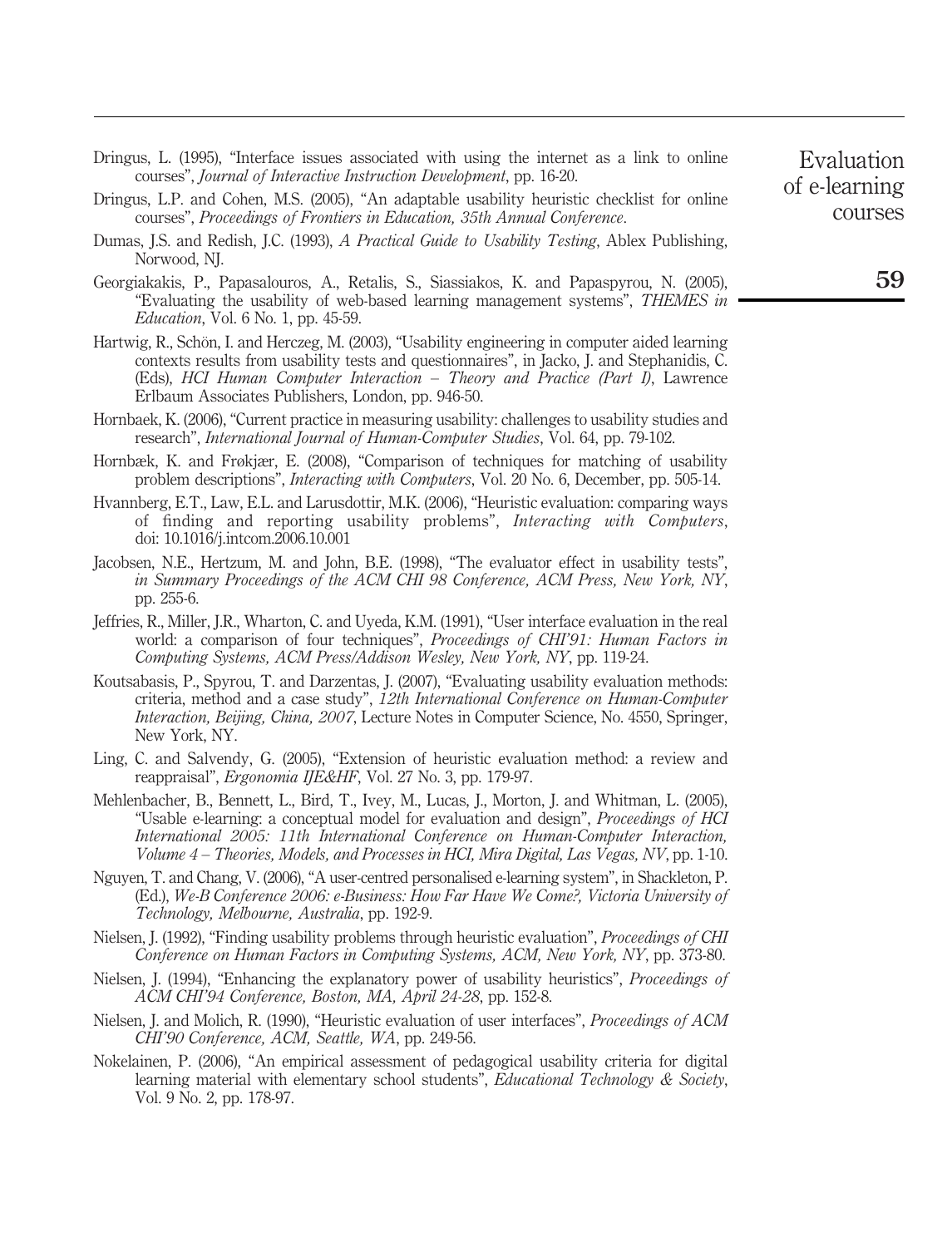Dringus, L. (1995), "Interface issues associated with using the internet as a link to online courses", *Journal of Interactive Instruction Development*, pp. 16-20.

Dringus, L.P. and Cohen, M.S. (2005), "An adaptable usability heuristic checklist for online courses", *Proceedings of Frontiers in Education, 35th Annual Conference*.

Dumas, J.S. and Redish, J.C. (1993), *A Practical Guide to Usability Testing*, Ablex Publishing, Norwood, NJ.

Georgiakakis, P., Papasalouros, A., Retalis, S., Siassiakos, K. and Papaspyrou, N. (2005), "Evaluating the usability of web-based learning management systems", *THEMES in Education*, Vol. 6 No. 1, pp. 45-59.

Hartwig, R., Schön, I. and Herczeg, M. (2003), "Usability engineering in computer aided learning contexts results from usability tests and questionnaires", in Jacko, J. and Stephanidis, C. (Eds), *HCI Human Computer Interaction – Theory and Practice (Part I)*, Lawrence Erlbaum Associates Publishers, London, pp. 946-50.

Hornbaek, K. (2006), "Current practice in measuring usability: challenges to usability studies and research", *International Journal of Human-Computer Studies*, Vol. 64, pp. 79-102.

Hornbæk, K. and Frøkjær, E. (2008), "Comparison of techniques for matching of usability problem descriptions", *Interacting with Computers*, Vol. 20 No. 6, December, pp. 505-14.

Hvannberg, E.T., Law, E.L. and Larusdottir, M.K. (2006), "Heuristic evaluation: comparing ways of finding and reporting usability problems", *Interacting with Computers*, doi: 10.1016/j.intcom.2006.10.001

Jacobsen, N.E., Hertzum, M. and John, B.E. (1998), "The evaluator effect in usability tests", *in Summary Proceedings of the ACM CHI 98 Conference, ACM Press, New York, NY*, pp. 255-6.

Jeffries, R., Miller, J.R., Wharton, C. and Uyeda, K.M. (1991), "User interface evaluation in the real world: a comparison of four techniques", *Proceedings of CHI'91: Human Factors in Computing Systems, ACM Press/Addison Wesley, New York, NY*, pp. 119-24.

Koutsabasis, P., Spyrou, T. and Darzentas, J. (2007), "Evaluating usability evaluation methods: criteria, method and a case study", *12th International Conference on Human-Computer Interaction, Beijing, China, 2007*, Lecture Notes in Computer Science, No. 4550, Springer, New York, NY.

Ling, C. and Salvendy, G. (2005), "Extension of heuristic evaluation method: a review and reappraisal", *Ergonomia IJE&HF*, Vol. 27 No. 3, pp. 179-97.

Mehlenbacher, B., Bennett, L., Bird, T., Ivey, M., Lucas, J., Morton, J. and Whitman, L. (2005), "Usable e-learning: a conceptual model for evaluation and design", *Proceedings of HCI International 2005: 11th International Conference on Human-Computer Interaction, Volume 4 – Theories, Models, and Processes in HCI, Mira Digital, Las Vegas, NV*, pp. 1-10.

Nguyen, T. and Chang, V. (2006), "A user-centred personalised e-learning system", in Shackleton, P. (Ed.), *We-B Conference 2006: e-Business: How Far Have We Come?, Victoria University of Technology, Melbourne, Australia*, pp. 192-9.

Nielsen, J. (1992), "Finding usability problems through heuristic evaluation", *Proceedings of CHI Conference on Human Factors in Computing Systems, ACM, New York, NY*, pp. 373-80.

Nielsen, J. (1994), "Enhancing the explanatory power of usability heuristics", *Proceedings of ACM CHI'94 Conference, Boston, MA, April 24-28*, pp. 152-8.

Nielsen, J. and Molich, R. (1990), "Heuristic evaluation of user interfaces", *Proceedings of ACM CHI'90 Conference, ACM, Seattle, WA*, pp. 249-56.

Nokelainen, P. (2006), "An empirical assessment of pedagogical usability criteria for digital learning material with elementary school students", *Educational Technology & Society*, Vol. 9 No. 2, pp. 178-97.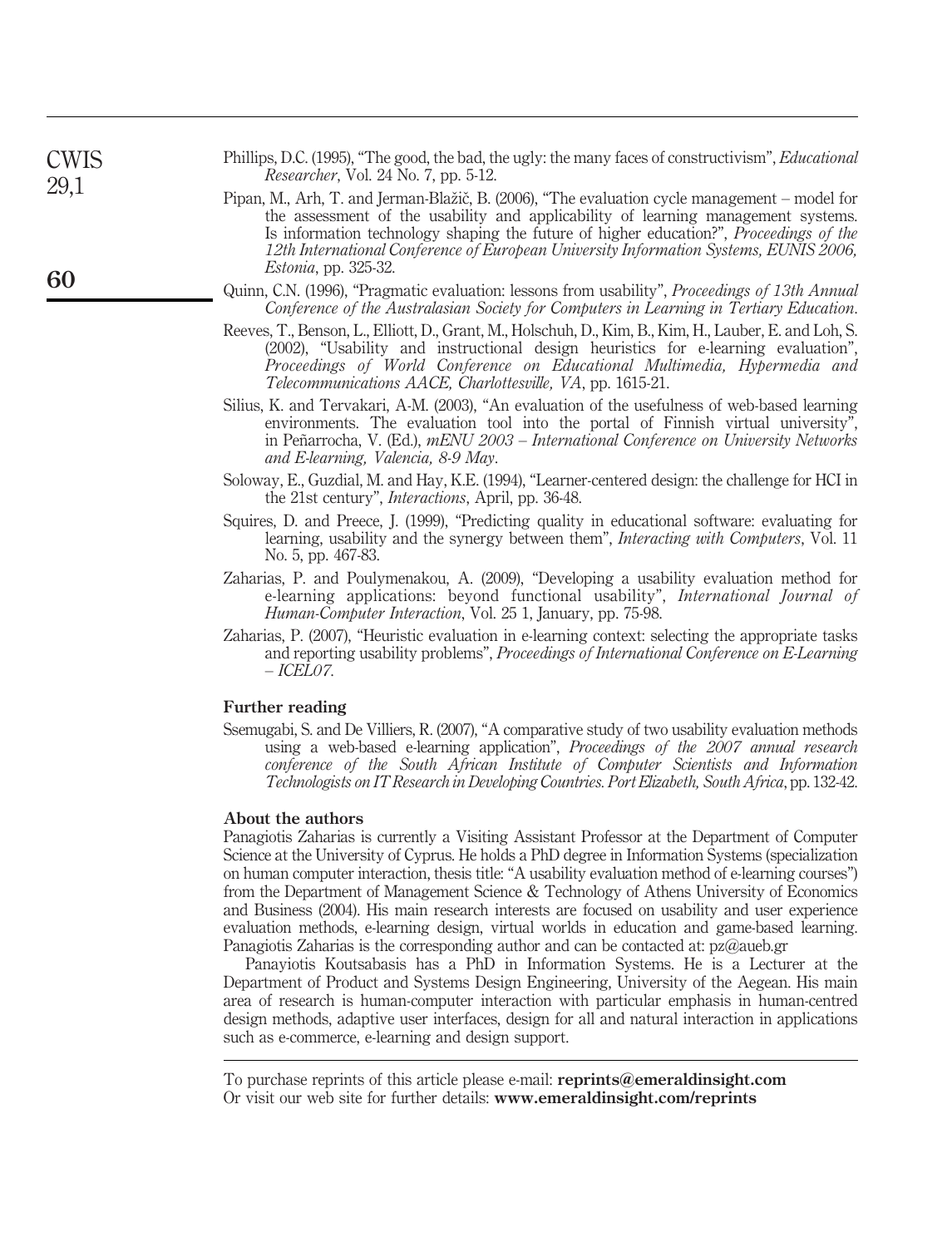Phillips, D.C. (1995), "The good, the bad, the ugly: the many faces of constructivism", *Educational Researcher*, Vol. 24 No. 7, pp. 5-12.

Pipan, M., Arh, T. and Jerman-Blažič, B. (2006), "The evaluation cycle management – model for the assessment of the usability and applicability of learning management systems. Is information technology shaping the future of higher education?", *Proceedings of the 12th International Conference of European University Information Systems, EUNIS 2006, Estonia*, pp. 325-32.

Quinn, C.N. (1996), "Pragmatic evaluation: lessons from usability", *Proceedings of 13th Annual Conference of the Australasian Society for Computers in Learning in Tertiary Education*.

Reeves, T., Benson, L., Elliott, D., Grant, M., Holschuh, D., Kim, B., Kim, H., Lauber, E. and Loh, S. (2002), "Usability and instructional design heuristics for e-learning evaluation", *Proceedings of World Conference on Educational Multimedia, Hypermedia and Telecommunications AACE, Charlottesville, VA*, pp. 1615-21.

Silius, K. and Tervakari, A-M. (2003), "An evaluation of the usefulness of web-based learning environments. The evaluation tool into the portal of Finnish virtual university", in Peñarrocha, V. (Ed.), *mENU 2003 – International Conference on University Networks and E-learning, Valencia, 8-9 May*.

Soloway, E., Guzdial, M. and Hay, K.E. (1994), "Learner-centered design: the challenge for HCI in the 21st century", *Interactions*, April, pp. 36-48.

Squires, D. and Preece, J. (1999), "Predicting quality in educational software: evaluating for learning, usability and the synergy between them", *Interacting with Computers*, Vol. 11 No. 5, pp. 467-83.

Zaharias, P. and Poulymenakou, A. (2009), "Developing a usability evaluation method for e-learning applications: beyond functional usability", *International Journal of Human-Computer Interaction*, Vol. 25 1, January, pp. 75-98.

Zaharias, P. (2007), "Heuristic evaluation in e-learning context: selecting the appropriate tasks and reporting usability problems", *Proceedings of International Conference on E-Learning – ICEL07*.

## Further reading

Ssemugabi, S. and De Villiers, R. (2007), "A comparative study of two usability evaluation methods using a web-based e-learning application", *Proceedings of the 2007 annual research conference of the South African Institute of Computer Scientists and Information Technologists on IT Research in Developing Countries. Port Elizabeth, South Africa*, pp. 132-42.

## About the authors

Panagiotis Zaharias is currently a Visiting Assistant Professor at the Department of Computer Science at the University of Cyprus. He holds a PhD degree in Information Systems (specialization on human computer interaction, thesis title: "A usability evaluation method of e-learning courses") from the Department of Management Science & Technology of Athens University of Economics and Business (2004). His main research interests are focused on usability and user experience evaluation methods, e-learning design, virtual worlds in education and game-based learning. Panagiotis Zaharias is the corresponding author and can be contacted at: pz@aueb.gr

Panayiotis Koutsabasis has a PhD in Information Systems. He is a Lecturer at the Department of Product and Systems Design Engineering, University of the Aegean. His main area of research is human-computer interaction with particular emphasis in human-centred design methods, adaptive user interfaces, design for all and natural interaction in applications such as e-commerce, e-learning and design support.

To purchase reprints of this article please e-mail: **reprints@emeraldinsight.com**
Or visit our web site for further details: **www.emeraldinsight.com/reprints**